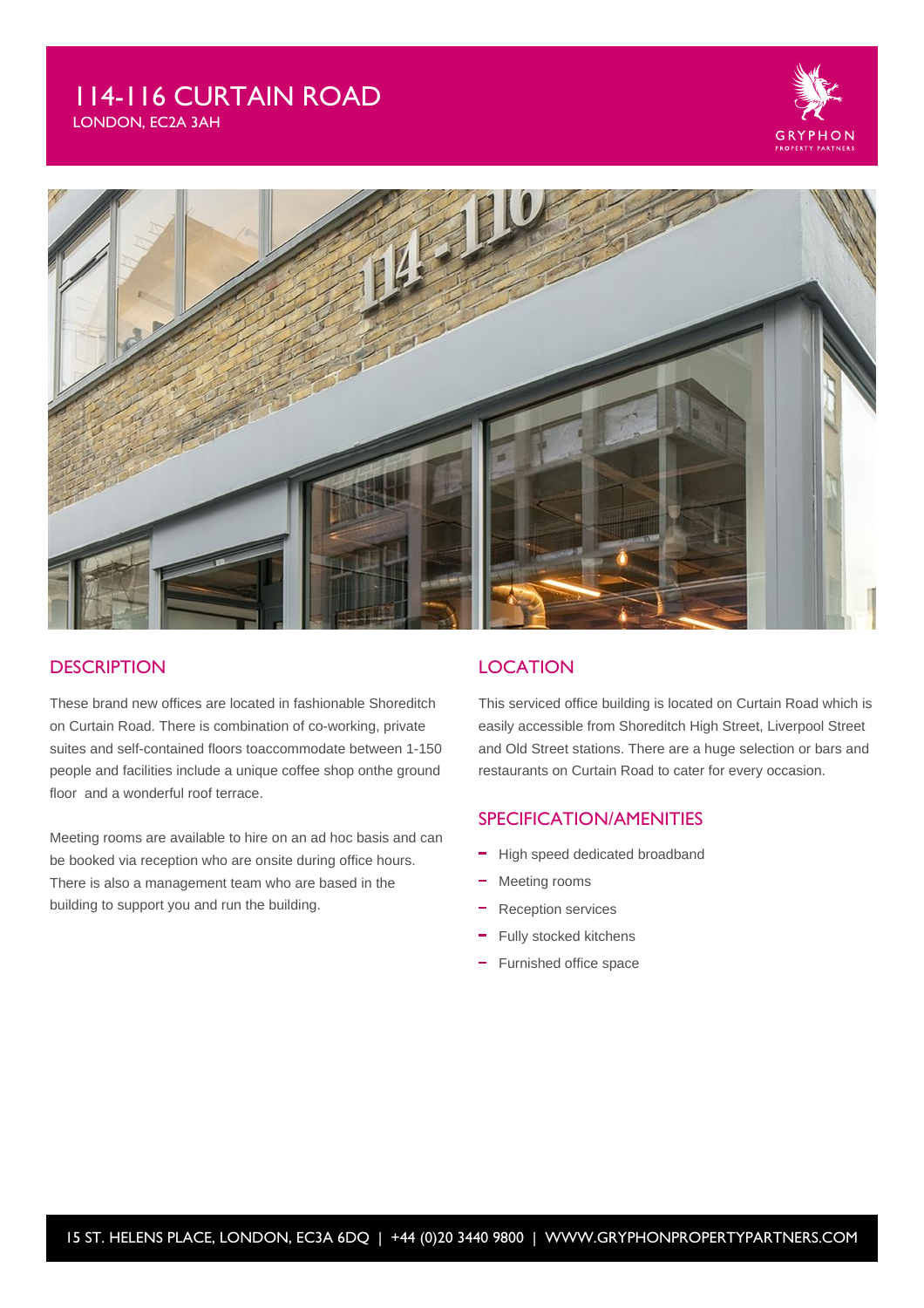# 114-116 CURTAIN ROAD

LONDON, EC2A 3AH

GRYPHON PROPERTY PARTNERS

## DESCRIPTION

These brand new offices are located in fashionable Shoreditch on Curtain Road. There is combination of co-working, private suites and self-contained floors toaccommodate between 1-150 people and facilities include a unique coffee shop onthe ground floor and a wonderful roof terrace.

Meeting rooms are available to hire on an ad hoc basis and can be booked via reception who are onsite during office hours. There is also a management team who are based in the building to support you and run the building.

## LOCATION

This serviced office building is located on Curtain Road which is easily accessible from Shoreditch High Street, Liverpool Street and Old Street stations. There are a huge selection or bars and restaurants on Curtain Road to cater for every occasion.

## SPECIFICATION/AMENITIES

- High speed dedicated broadband
- Meeting rooms
- Reception services
- Fully stocked kitchens
- Furnished office space

15 ST. HELENS PLACE, LONDON, EC3A 6DQ | +44 (0)20 3440 9800 | WWW.GRYPHONPROPERTYPARTNERS.COM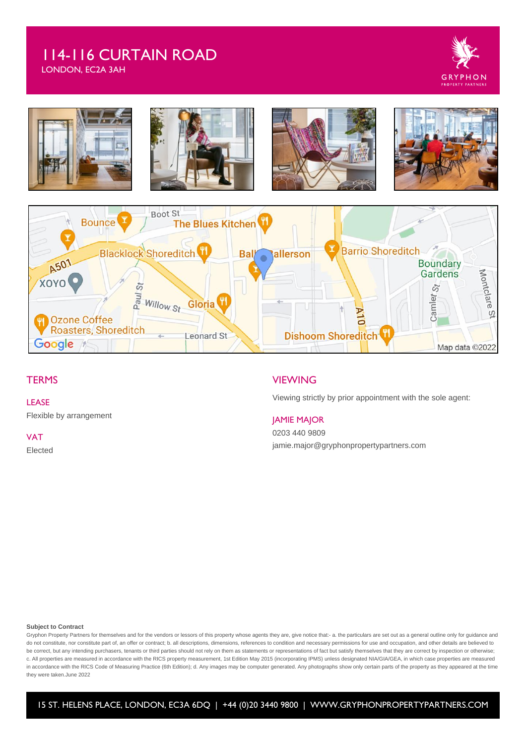# 114-116 CURTAIN ROAD

LONDON, EC2A 3AH

## TERMS

### LEASE

Flexible by arrangement

### VAT

Elected

## VIEWING

Viewing strictly by prior appointment with the sole agent:

### JAMIE MAJOR

0203 440 9809

jamie.major@gryphonpropertypartners.com

**Subject to Contract**

Gryphon Property Partners for themselves and for the vendors or lessors of this property whose agents they are, give notice that:- a. the particulars are set out as a general outline only for guidance and do not constitute, nor constitute part of, an offer or contract; b. all descriptions, dimensions, references to condition and necessary permissions for use and occupation, and other details are believed to be correct, but any intending purchasers, tenants or third parties should not rely on them as statements or representations of fact but satisfy themselves that they are correct by inspection or otherwise; c. All properties are measured in accordance with the RICS property measurement, 1st Edition May 2015 (incorporating IPMS) unless designated NIA/GIA/GEA, in which case properties are measured in accordance with the RICS Code of Measuring Practice (6th Edition); d. Any images may be computer generated. Any photographs show only certain parts of the property as they appeared at the time they were taken.June 2022

15 ST. HELENS PLACE, LONDON, EC3A 6DQ | +44 (0)20 3440 9800 | WWW.GRYPHONPROPERTYPARTNERS.COM